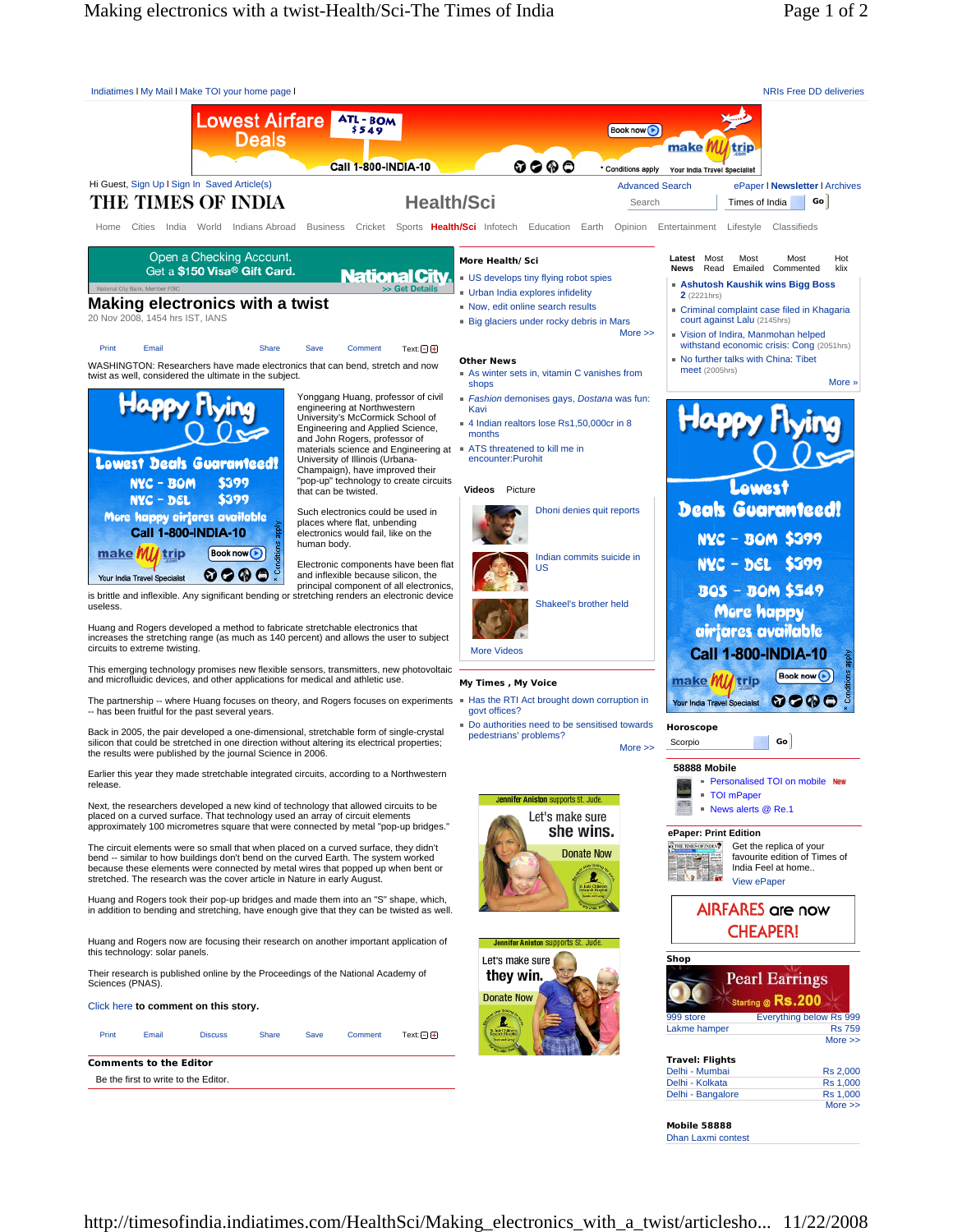Indiatimes | My Mail | Make TOI your home page | NRIs Free DD deliveries

Hi Guest, Sign Up | Sign In Saved Article(s)

Advanced Search | ePaper | Newsletter | Archives

# THE TIMES OF INDIA

## Health/Sci

Home Cities India World Indians Abroad Business Cricket Sports Health/Sci Infotech Education Earth Opinion Entertainment Lifestyle Classifieds

# Making electronics with a twist

20 Nov 2008, 1454 hrs IST, IANS

Print Email Share Save Comment Text:

WASHINGTON: Researchers have made electronics that can bend, stretch and now twist as well, considered the ultimate in the subject.

Yonggang Huang, professor of civil engineering at Northwestern University's McCormick School of Engineering and Applied Science, and John Rogers, professor of materials science and Engineering at University of Illinois (Urbana-Champaign), have improved their "pop-up" technology to create circuits that can be twisted.

Such electronics could be used in places where flat, unbending electronics would fail, like on the human body.

Electronic components have been flat and inflexible because silicon, the principal component of all electronics, is brittle and inflexible. Any significant bending or stretching renders an electronic device useless.

Huang and Rogers developed a method to fabricate stretchable electronics that increases the stretching range (as much as 140 percent) and allows the user to subject circuits to extreme twisting.

This emerging technology promises new flexible sensors, transmitters, new photovoltaic and microfluidic devices, and other applications for medical and athletic use.

The partnership -- where Huang focuses on theory, and Rogers focuses on experiments -- has been fruitful for the past several years.

Back in 2005, the pair developed a one-dimensional, stretchable form of single-crystal silicon that could be stretched in one direction without altering its electrical properties; the results were published by the journal Science in 2006.

Earlier this year they made stretchable integrated circuits, according to a Northwestern release.

Next, the researchers developed a new kind of technology that allowed circuits to be placed on a curved surface. The technology used an array of circuit elements approximately 100 micrometres square that were connected by metal "pop-up bridges."

The circuit elements were so small that when placed on a curved surface, they didn't bend -- similar to how buildings don't bend on the curved Earth. The system worked because these elements were connected by metal wires that popped up when bent or stretched. The research was the cover article in Nature in early August.

Huang and Rogers took their pop-up bridges and made them into an "S" shape, which, in addition to bending and stretching, have enough give that they can be twisted as well.

Huang and Rogers now are focusing their research on another important application of this technology: solar panels.

Their research is published online by the Proceedings of the National Academy of Sciences (PNAS).

Click here **to comment on this story.**

Print Email Discuss Share Save Comment Text:

**Comments to the Editor**

Be the first to write to the Editor.

### More Health/ Sci

- US develops tiny flying robot spies
- Urban India explores infidelity
- Now, edit online search results
- Big glaciers under rocky debris in Mars

More >>

### Other News

- As winter sets in, vitamin C vanishes from shops
- *Fashion* demonises gays, *Dostana* was fun: Kavi
- 4 Indian realtors lose Rs1,50,000cr in 8 months
- ATS threatened to kill me in encounter:Purohit

### Videos Picture

- Dhoni denies quit reports
- Indian commits suicide in US
- Shakeel's brother held

More Videos

### My Times , My Voice

- Has the RTI Act brought down corruption in govt offices?
- Do authorities need to be sensitised towards pedestrians' problems?

More >>

### Latest News | Most Read | Most Emailed | Most Commented | Hot klix

- Ashutosh Kaushik wins Bigg Boss 2 (2221hrs)
- Criminal complaint case filed in Khagaria court against Lalu (2145hrs)
- Vision of Indira, Manmohan helped withstand economic crisis: Cong (2051hrs)
- No further talks with China: Tibet meet (2005hrs)

More »

### Horoscope

Scorpio Go

### 58888 Mobile

- Personalised TOI on mobile New
- TOI mPaper
- News alerts @ Re.1

### ePaper: Print Edition

Get the replica of your favourite edition of Times of India Feel at home..

View ePaper

### Shop

| | |
|---|---|
| 999 store | Everything below Rs 999 |
| Lakme hamper | Rs 759 |

More >>

### Travel: Flights

| | |
|---|---|
| Delhi - Mumbai | Rs 2,000 |
| Delhi - Kolkata | Rs 1,000 |
| Delhi - Bangalore | Rs 1,000 |

More >>

### Mobile 58888

Dhan Laxmi contest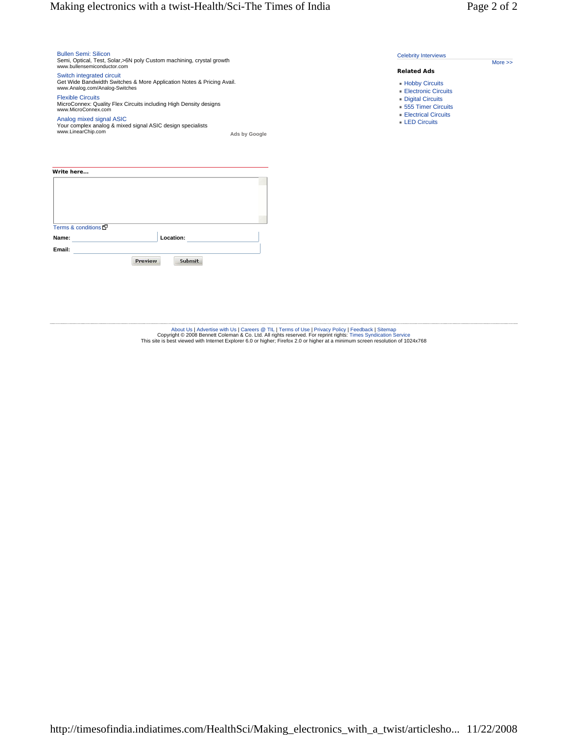Bullen Semi: Silicon
Semi, Optical, Test, Solar,>6N poly Custom machining, crystal growth
www.bullensemiconductor.com

Switch integrated circuit
Get Wide Bandwidth Switches & More Application Notes & Pricing Avail.
www.Analog.com/Analog-Switches

Flexible Circuits
MicroConnex: Quality Flex Circuits including High Density designs
www.MicroConnex.com

Analog mixed signal ASIC
Your complex analog & mixed signal ASIC design specialists
www.LinearChip.com

Ads by Google

Celebrity Interviews

More >>

**Related Ads**

- Hobby Circuits
- Electronic Circuits
- Digital Circuits
- 555 Timer Circuits
- Electrical Circuits
- LED Circuits

**Write here...**

Terms & conditions

**Name:** **Location:**

**Email:**

Preview Submit

About Us | Advertise with Us | Careers @ TIL | Terms of Use | Privacy Policy | Feedback | Sitemap
Copyright © 2008 Bennett Coleman & Co. Ltd. All rights reserved. For reprint rights: Times Syndication Service
This site is best viewed with Internet Explorer 6.0 or higher; Firefox 2.0 or higher at a minimum screen resolution of 1024x768